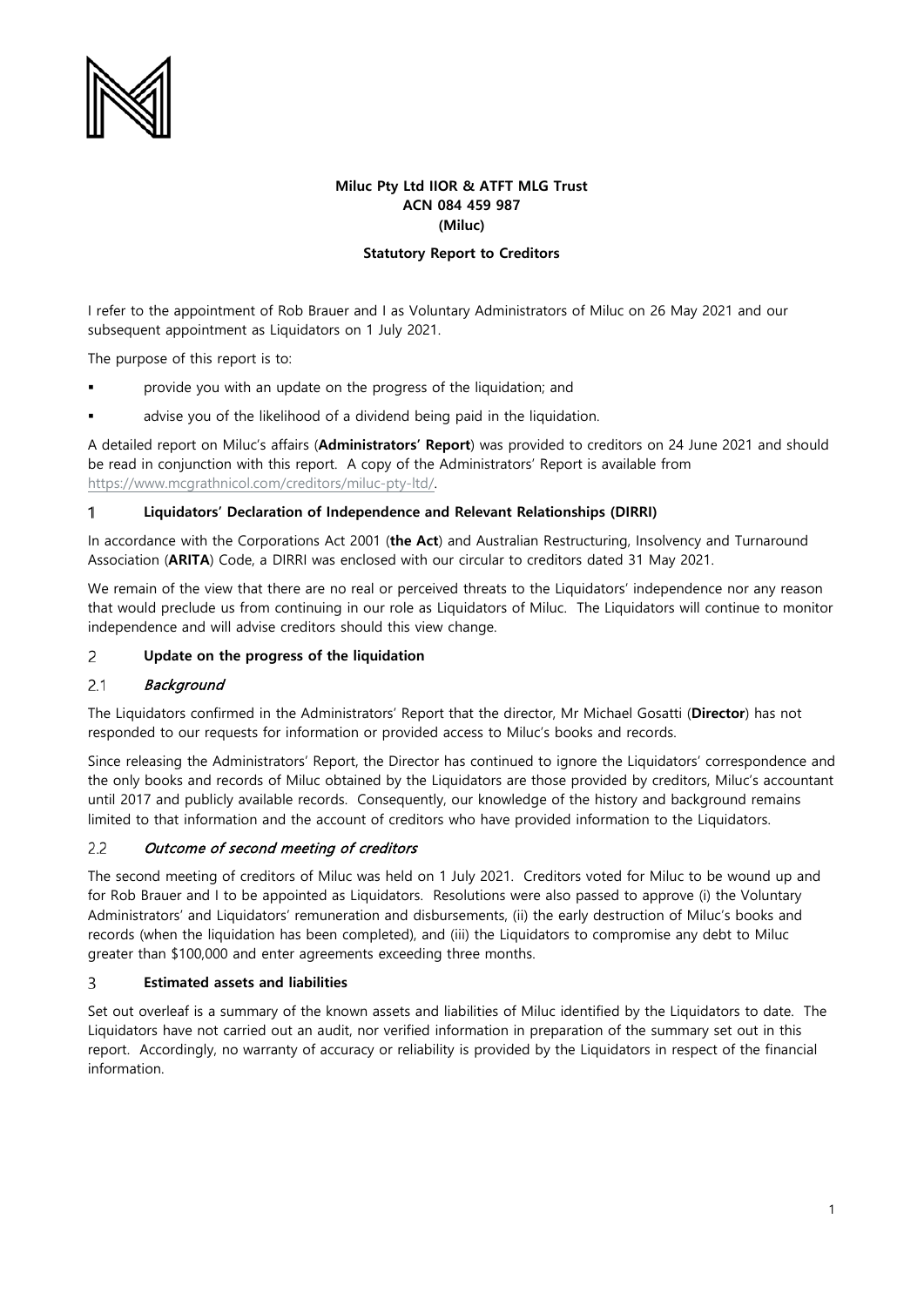**Miluc Pty Ltd IIOR & ATFT MLG Trust**
**ACN 084 459 987**
**(Miluc)**

**Statutory Report to Creditors**

I refer to the appointment of Rob Brauer and I as Voluntary Administrators of Miluc on 26 May 2021 and our subsequent appointment as Liquidators on 1 July 2021.

The purpose of this report is to:

- provide you with an update on the progress of the liquidation; and
- advise you of the likelihood of a dividend being paid in the liquidation.

A detailed report on Miluc's affairs (**Administrators' Report**) was provided to creditors on 24 June 2021 and should be read in conjunction with this report. A copy of the Administrators' Report is available from https://www.mcgrathnicol.com/creditors/miluc-pty-ltd/.

## 1 Liquidators' Declaration of Independence and Relevant Relationships (DIRRI)

In accordance with the Corporations Act 2001 (**the Act**) and Australian Restructuring, Insolvency and Turnaround Association (**ARITA**) Code, a DIRRI was enclosed with our circular to creditors dated 31 May 2021.

We remain of the view that there are no real or perceived threats to the Liquidators' independence nor any reason that would preclude us from continuing in our role as Liquidators of Miluc. The Liquidators will continue to monitor independence and will advise creditors should this view change.

## 2 Update on the progress of the liquidation

### 2.1 *Background*

The Liquidators confirmed in the Administrators' Report that the director, Mr Michael Gosatti (**Director**) has not responded to our requests for information or provided access to Miluc's books and records.

Since releasing the Administrators' Report, the Director has continued to ignore the Liquidators' correspondence and the only books and records of Miluc obtained by the Liquidators are those provided by creditors, Miluc's accountant until 2017 and publicly available records. Consequently, our knowledge of the history and background remains limited to that information and the account of creditors who have provided information to the Liquidators.

### 2.2 *Outcome of second meeting of creditors*

The second meeting of creditors of Miluc was held on 1 July 2021. Creditors voted for Miluc to be wound up and for Rob Brauer and I to be appointed as Liquidators. Resolutions were also passed to approve (i) the Voluntary Administrators' and Liquidators' remuneration and disbursements, (ii) the early destruction of Miluc's books and records (when the liquidation has been completed), and (iii) the Liquidators to compromise any debt to Miluc greater than $100,000 and enter agreements exceeding three months.

## 3 Estimated assets and liabilities

Set out overleaf is a summary of the known assets and liabilities of Miluc identified by the Liquidators to date. The Liquidators have not carried out an audit, nor verified information in preparation of the summary set out in this report. Accordingly, no warranty of accuracy or reliability is provided by the Liquidators in respect of the financial information.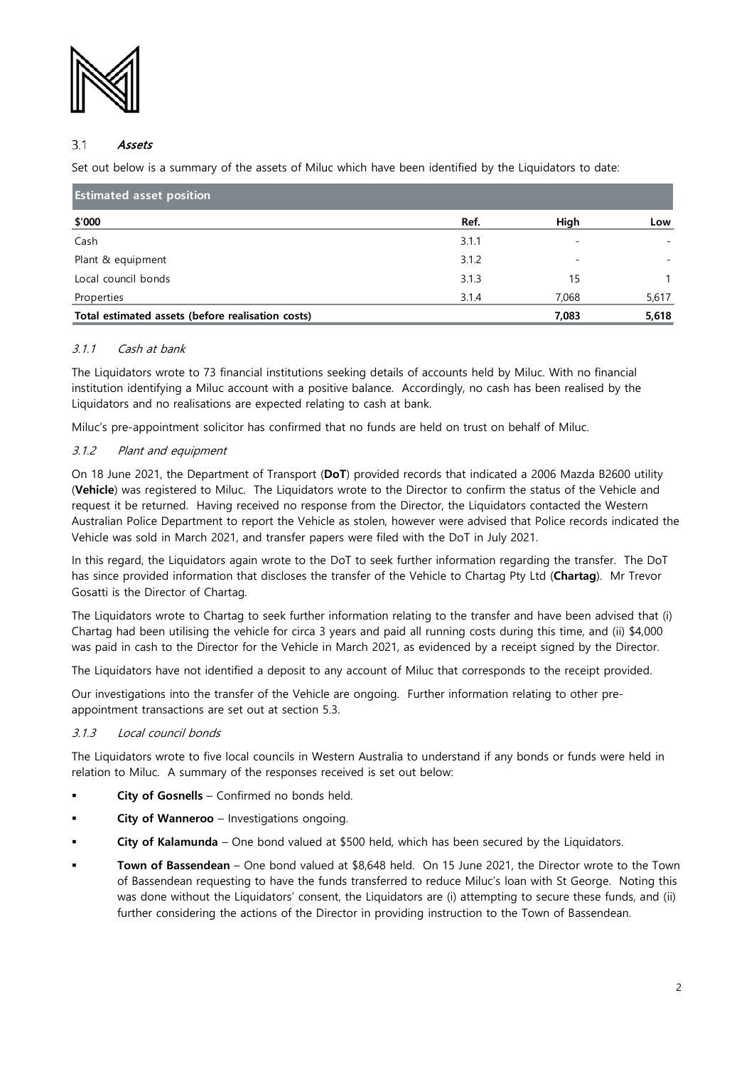### 3.1 *Assets*

Set out below is a summary of the assets of Miluc which have been identified by the Liquidators to date:

| Estimated asset position | | | |
|---|---|---|---|
| **$'000** | **Ref.** | **High** | **Low** |
| Cash | 3.1.1 | - | - |
| Plant & equipment | 3.1.2 | - | - |
| Local council bonds | 3.1.3 | 15 | 1 |
| Properties | 3.1.4 | 7,068 | 5,617 |
| **Total estimated assets (before realisation costs)** | | **7,083** | **5,618** |

#### 3.1.1 *Cash at bank*

The Liquidators wrote to 73 financial institutions seeking details of accounts held by Miluc. With no financial institution identifying a Miluc account with a positive balance. Accordingly, no cash has been realised by the Liquidators and no realisations are expected relating to cash at bank.

Miluc's pre-appointment solicitor has confirmed that no funds are held on trust on behalf of Miluc.

#### 3.1.2 *Plant and equipment*

On 18 June 2021, the Department of Transport (**DoT**) provided records that indicated a 2006 Mazda B2600 utility (**Vehicle**) was registered to Miluc. The Liquidators wrote to the Director to confirm the status of the Vehicle and request it be returned. Having received no response from the Director, the Liquidators contacted the Western Australian Police Department to report the Vehicle as stolen, however were advised that Police records indicated the Vehicle was sold in March 2021, and transfer papers were filed with the DoT in July 2021.

In this regard, the Liquidators again wrote to the DoT to seek further information regarding the transfer. The DoT has since provided information that discloses the transfer of the Vehicle to Chartag Pty Ltd (**Chartag**). Mr Trevor Gosatti is the Director of Chartag.

The Liquidators wrote to Chartag to seek further information relating to the transfer and have been advised that (i) Chartag had been utilising the vehicle for circa 3 years and paid all running costs during this time, and (ii) $4,000 was paid in cash to the Director for the Vehicle in March 2021, as evidenced by a receipt signed by the Director.

The Liquidators have not identified a deposit to any account of Miluc that corresponds to the receipt provided.

Our investigations into the transfer of the Vehicle are ongoing. Further information relating to other pre-appointment transactions are set out at section 5.3.

#### 3.1.3 *Local council bonds*

The Liquidators wrote to five local councils in Western Australia to understand if any bonds or funds were held in relation to Miluc. A summary of the responses received is set out below:

- **City of Gosnells** – Confirmed no bonds held.
- **City of Wanneroo** – Investigations ongoing.
- **City of Kalamunda** – One bond valued at $500 held, which has been secured by the Liquidators.
- **Town of Bassendean** – One bond valued at $8,648 held. On 15 June 2021, the Director wrote to the Town of Bassendean requesting to have the funds transferred to reduce Miluc's loan with St George. Noting this was done without the Liquidators' consent, the Liquidators are (i) attempting to secure these funds, and (ii) further considering the actions of the Director in providing instruction to the Town of Bassendean.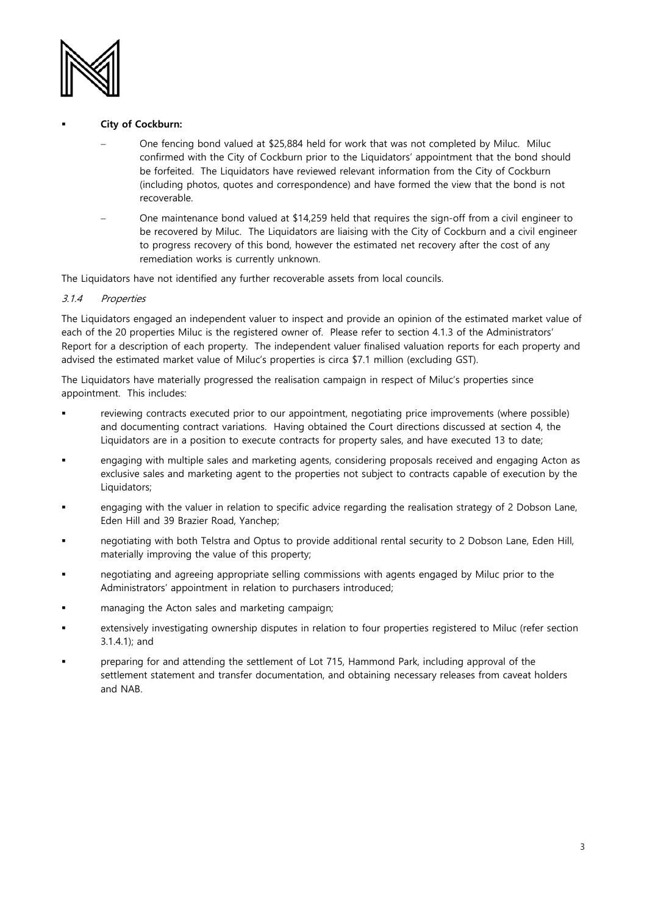- **City of Cockburn:**
  - One fencing bond valued at $25,884 held for work that was not completed by Miluc. Miluc confirmed with the City of Cockburn prior to the Liquidators' appointment that the bond should be forfeited. The Liquidators have reviewed relevant information from the City of Cockburn (including photos, quotes and correspondence) and have formed the view that the bond is not recoverable.
  - One maintenance bond valued at $14,259 held that requires the sign-off from a civil engineer to be recovered by Miluc. The Liquidators are liaising with the City of Cockburn and a civil engineer to progress recovery of this bond, however the estimated net recovery after the cost of any remediation works is currently unknown.

The Liquidators have not identified any further recoverable assets from local councils.

#### *3.1.4 Properties*

The Liquidators engaged an independent valuer to inspect and provide an opinion of the estimated market value of each of the 20 properties Miluc is the registered owner of. Please refer to section 4.1.3 of the Administrators' Report for a description of each property. The independent valuer finalised valuation reports for each property and advised the estimated market value of Miluc's properties is circa $7.1 million (excluding GST).

The Liquidators have materially progressed the realisation campaign in respect of Miluc's properties since appointment. This includes:

- reviewing contracts executed prior to our appointment, negotiating price improvements (where possible) and documenting contract variations. Having obtained the Court directions discussed at section 4, the Liquidators are in a position to execute contracts for property sales, and have executed 13 to date;
- engaging with multiple sales and marketing agents, considering proposals received and engaging Acton as exclusive sales and marketing agent to the properties not subject to contracts capable of execution by the Liquidators;
- engaging with the valuer in relation to specific advice regarding the realisation strategy of 2 Dobson Lane, Eden Hill and 39 Brazier Road, Yanchep;
- negotiating with both Telstra and Optus to provide additional rental security to 2 Dobson Lane, Eden Hill, materially improving the value of this property;
- negotiating and agreeing appropriate selling commissions with agents engaged by Miluc prior to the Administrators' appointment in relation to purchasers introduced;
- managing the Acton sales and marketing campaign;
- extensively investigating ownership disputes in relation to four properties registered to Miluc (refer section 3.1.4.1); and
- preparing for and attending the settlement of Lot 715, Hammond Park, including approval of the settlement statement and transfer documentation, and obtaining necessary releases from caveat holders and NAB.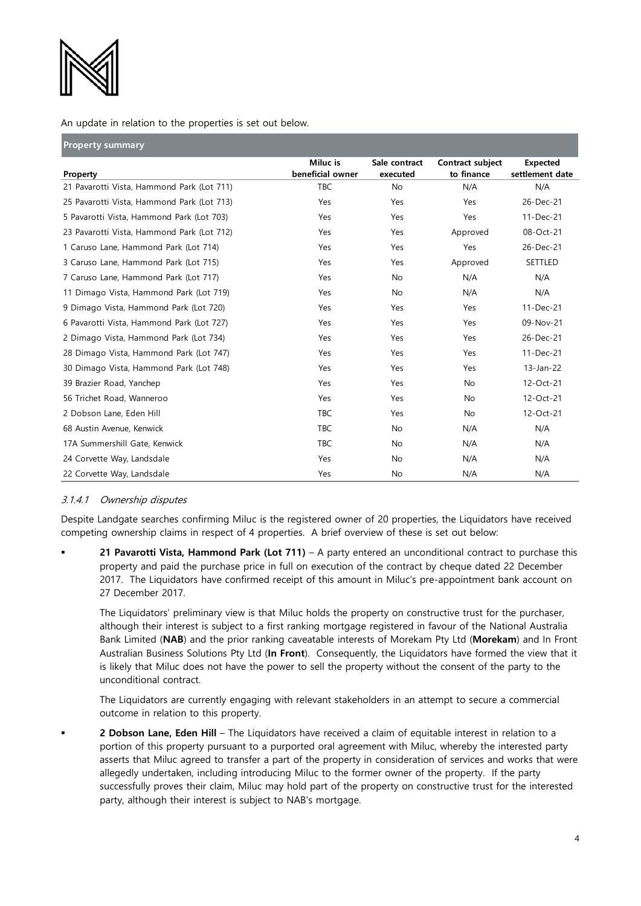An update in relation to the properties is set out below.

| Property summary | | | | |
|---|---|---|---|---|
| **Property** | **Miluc is beneficial owner** | **Sale contract executed** | **Contract subject to finance** | **Expected settlement date** |
| 21 Pavarotti Vista, Hammond Park (Lot 711) | TBC | No | N/A | N/A |
| 25 Pavarotti Vista, Hammond Park (Lot 713) | Yes | Yes | Yes | 26-Dec-21 |
| 5 Pavarotti Vista, Hammond Park (Lot 703) | Yes | Yes | Yes | 11-Dec-21 |
| 23 Pavarotti Vista, Hammond Park (Lot 712) | Yes | Yes | Approved | 08-Oct-21 |
| 1 Caruso Lane, Hammond Park (Lot 714) | Yes | Yes | Yes | 26-Dec-21 |
| 3 Caruso Lane, Hammond Park (Lot 715) | Yes | Yes | Approved | SETTLED |
| 7 Caruso Lane, Hammond Park (Lot 717) | Yes | No | N/A | N/A |
| 11 Dimago Vista, Hammond Park (Lot 719) | Yes | No | N/A | N/A |
| 9 Dimago Vista, Hammond Park (Lot 720) | Yes | Yes | Yes | 11-Dec-21 |
| 6 Pavarotti Vista, Hammond Park (Lot 727) | Yes | Yes | Yes | 09-Nov-21 |
| 2 Dimago Vista, Hammond Park (Lot 734) | Yes | Yes | Yes | 26-Dec-21 |
| 28 Dimago Vista, Hammond Park (Lot 747) | Yes | Yes | Yes | 11-Dec-21 |
| 30 Dimago Vista, Hammond Park (Lot 748) | Yes | Yes | Yes | 13-Jan-22 |
| 39 Brazier Road, Yanchep | Yes | Yes | No | 12-Oct-21 |
| 56 Trichet Road, Wanneroo | Yes | Yes | No | 12-Oct-21 |
| 2 Dobson Lane, Eden Hill | TBC | Yes | No | 12-Oct-21 |
| 68 Austin Avenue, Kenwick | TBC | No | N/A | N/A |
| 17A Summershill Gate, Kenwick | TBC | No | N/A | N/A |
| 24 Corvette Way, Landsdale | Yes | No | N/A | N/A |
| 22 Corvette Way, Landsdale | Yes | No | N/A | N/A |

#### *3.1.4.1 Ownership disputes*

Despite Landgate searches confirming Miluc is the registered owner of 20 properties, the Liquidators have received competing ownership claims in respect of 4 properties. A brief overview of these is set out below:

- **21 Pavarotti Vista, Hammond Park (Lot 711)** – A party entered an unconditional contract to purchase this property and paid the purchase price in full on execution of the contract by cheque dated 22 December 2017. The Liquidators have confirmed receipt of this amount in Miluc's pre-appointment bank account on 27 December 2017.

  The Liquidators' preliminary view is that Miluc holds the property on constructive trust for the purchaser, although their interest is subject to a first ranking mortgage registered in favour of the National Australia Bank Limited (**NAB**) and the prior ranking caveatable interests of Morekam Pty Ltd (**Morekam**) and In Front Australian Business Solutions Pty Ltd (**In Front**). Consequently, the Liquidators have formed the view that it is likely that Miluc does not have the power to sell the property without the consent of the party to the unconditional contract.

  The Liquidators are currently engaging with relevant stakeholders in an attempt to secure a commercial outcome in relation to this property.

- **2 Dobson Lane, Eden Hill** – The Liquidators have received a claim of equitable interest in relation to a portion of this property pursuant to a purported oral agreement with Miluc, whereby the interested party asserts that Miluc agreed to transfer a part of the property in consideration of services and works that were allegedly undertaken, including introducing Miluc to the former owner of the property. If the party successfully proves their claim, Miluc may hold part of the property on constructive trust for the interested party, although their interest is subject to NAB's mortgage.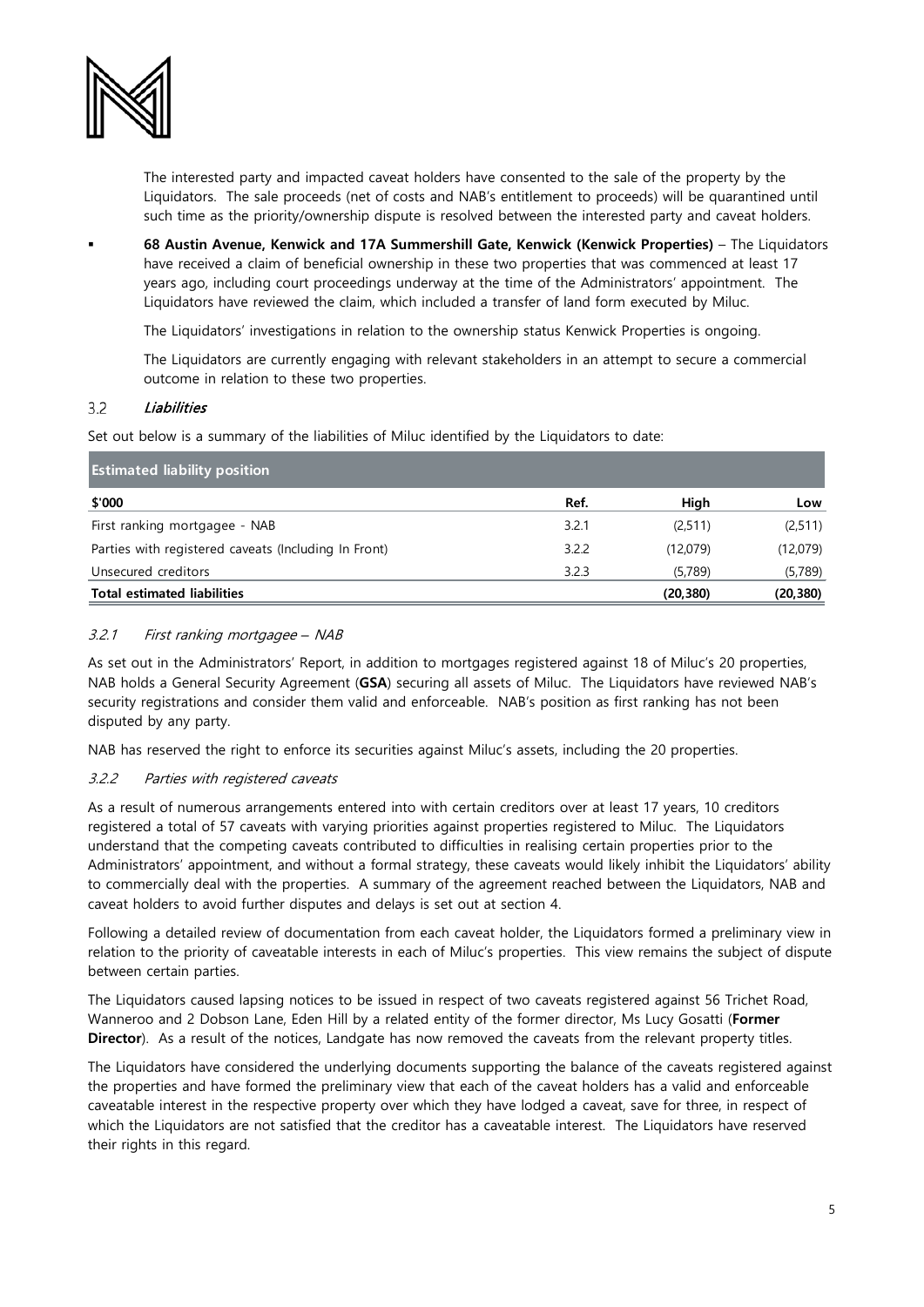The interested party and impacted caveat holders have consented to the sale of the property by the Liquidators. The sale proceeds (net of costs and NAB's entitlement to proceeds) will be quarantined until such time as the priority/ownership dispute is resolved between the interested party and caveat holders.

- **68 Austin Avenue, Kenwick and 17A Summershill Gate, Kenwick (Kenwick Properties)** – The Liquidators have received a claim of beneficial ownership in these two properties that was commenced at least 17 years ago, including court proceedings underway at the time of the Administrators' appointment. The Liquidators have reviewed the claim, which included a transfer of land form executed by Miluc.

  The Liquidators' investigations in relation to the ownership status Kenwick Properties is ongoing.

  The Liquidators are currently engaging with relevant stakeholders in an attempt to secure a commercial outcome in relation to these two properties.

### 3.2 *Liabilities*

Set out below is a summary of the liabilities of Miluc identified by the Liquidators to date:

| Estimated liability position | | | |
|---|---|---|---|
| **$'000** | **Ref.** | **High** | **Low** |
| First ranking mortgagee - NAB | 3.2.1 | (2,511) | (2,511) |
| Parties with registered caveats (Including In Front) | 3.2.2 | (12,079) | (12,079) |
| Unsecured creditors | 3.2.3 | (5,789) | (5,789) |
| **Total estimated liabilities** | | **(20,380)** | **(20,380)** |

#### *3.2.1 First ranking mortgagee – NAB*

As set out in the Administrators' Report, in addition to mortgages registered against 18 of Miluc's 20 properties, NAB holds a General Security Agreement (**GSA**) securing all assets of Miluc. The Liquidators have reviewed NAB's security registrations and consider them valid and enforceable. NAB's position as first ranking has not been disputed by any party.

NAB has reserved the right to enforce its securities against Miluc's assets, including the 20 properties.

#### *3.2.2 Parties with registered caveats*

As a result of numerous arrangements entered into with certain creditors over at least 17 years, 10 creditors registered a total of 57 caveats with varying priorities against properties registered to Miluc. The Liquidators understand that the competing caveats contributed to difficulties in realising certain properties prior to the Administrators' appointment, and without a formal strategy, these caveats would likely inhibit the Liquidators' ability to commercially deal with the properties. A summary of the agreement reached between the Liquidators, NAB and caveat holders to avoid further disputes and delays is set out at section 4.

Following a detailed review of documentation from each caveat holder, the Liquidators formed a preliminary view in relation to the priority of caveatable interests in each of Miluc's properties. This view remains the subject of dispute between certain parties.

The Liquidators caused lapsing notices to be issued in respect of two caveats registered against 56 Trichet Road, Wanneroo and 2 Dobson Lane, Eden Hill by a related entity of the former director, Ms Lucy Gosatti (**Former Director**). As a result of the notices, Landgate has now removed the caveats from the relevant property titles.

The Liquidators have considered the underlying documents supporting the balance of the caveats registered against the properties and have formed the preliminary view that each of the caveat holders has a valid and enforceable caveatable interest in the respective property over which they have lodged a caveat, save for three, in respect of which the Liquidators are not satisfied that the creditor has a caveatable interest. The Liquidators have reserved their rights in this regard.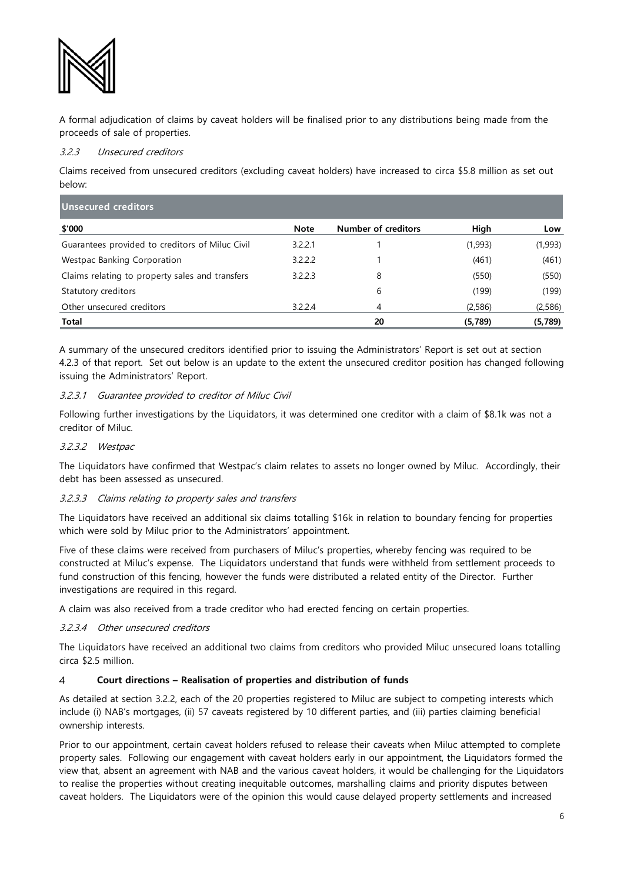A formal adjudication of claims by caveat holders will be finalised prior to any distributions being made from the proceeds of sale of properties.

#### *3.2.3 Unsecured creditors*

Claims received from unsecured creditors (excluding caveat holders) have increased to circa $5.8 million as set out below:

| **Unsecured creditors** | | | | |
|---|---|---|---|---|
| **$'000** | **Note** | **Number of creditors** | **High** | **Low** |
| Guarantees provided to creditors of Miluc Civil | 3.2.2.1 | 1 | (1,993) | (1,993) |
| Westpac Banking Corporation | 3.2.2.2 | 1 | (461) | (461) |
| Claims relating to property sales and transfers | 3.2.2.3 | 8 | (550) | (550) |
| Statutory creditors | | 6 | (199) | (199) |
| Other unsecured creditors | 3.2.2.4 | 4 | (2,586) | (2,586) |
| **Total** | | **20** | **(5,789)** | **(5,789)** |

A summary of the unsecured creditors identified prior to issuing the Administrators' Report is set out at section 4.2.3 of that report. Set out below is an update to the extent the unsecured creditor position has changed following issuing the Administrators' Report.

#### *3.2.3.1 Guarantee provided to creditor of Miluc Civil*

Following further investigations by the Liquidators, it was determined one creditor with a claim of $8.1k was not a creditor of Miluc.

#### *3.2.3.2 Westpac*

The Liquidators have confirmed that Westpac's claim relates to assets no longer owned by Miluc. Accordingly, their debt has been assessed as unsecured.

#### *3.2.3.3 Claims relating to property sales and transfers*

The Liquidators have received an additional six claims totalling $16k in relation to boundary fencing for properties which were sold by Miluc prior to the Administrators' appointment.

Five of these claims were received from purchasers of Miluc's properties, whereby fencing was required to be constructed at Miluc's expense. The Liquidators understand that funds were withheld from settlement proceeds to fund construction of this fencing, however the funds were distributed a related entity of the Director. Further investigations are required in this regard.

A claim was also received from a trade creditor who had erected fencing on certain properties.

#### *3.2.3.4 Other unsecured creditors*

The Liquidators have received an additional two claims from creditors who provided Miluc unsecured loans totalling circa $2.5 million.

## 4 Court directions – Realisation of properties and distribution of funds

As detailed at section 3.2.2, each of the 20 properties registered to Miluc are subject to competing interests which include (i) NAB's mortgages, (ii) 57 caveats registered by 10 different parties, and (iii) parties claiming beneficial ownership interests.

Prior to our appointment, certain caveat holders refused to release their caveats when Miluc attempted to complete property sales. Following our engagement with caveat holders early in our appointment, the Liquidators formed the view that, absent an agreement with NAB and the various caveat holders, it would be challenging for the Liquidators to realise the properties without creating inequitable outcomes, marshalling claims and priority disputes between caveat holders. The Liquidators were of the opinion this would cause delayed property settlements and increased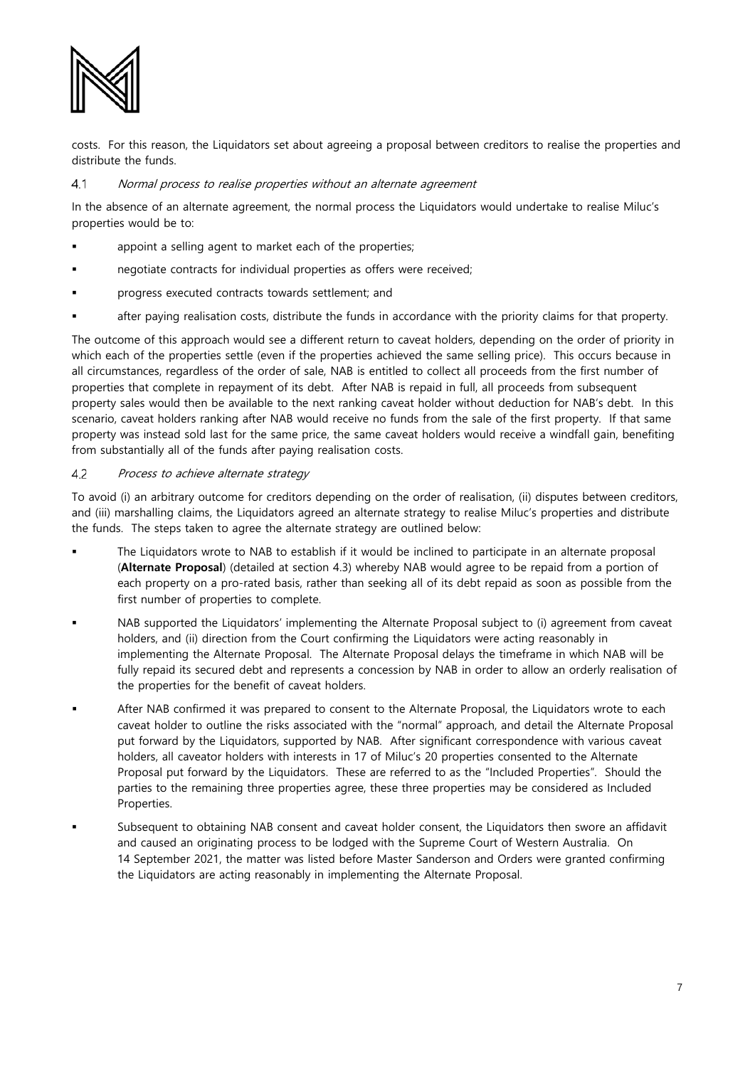costs. For this reason, the Liquidators set about agreeing a proposal between creditors to realise the properties and distribute the funds.

### 4.1 *Normal process to realise properties without an alternate agreement*

In the absence of an alternate agreement, the normal process the Liquidators would undertake to realise Miluc's properties would be to:

- appoint a selling agent to market each of the properties;
- negotiate contracts for individual properties as offers were received;
- progress executed contracts towards settlement; and
- after paying realisation costs, distribute the funds in accordance with the priority claims for that property.

The outcome of this approach would see a different return to caveat holders, depending on the order of priority in which each of the properties settle (even if the properties achieved the same selling price). This occurs because in all circumstances, regardless of the order of sale, NAB is entitled to collect all proceeds from the first number of properties that complete in repayment of its debt. After NAB is repaid in full, all proceeds from subsequent property sales would then be available to the next ranking caveat holder without deduction for NAB's debt. In this scenario, caveat holders ranking after NAB would receive no funds from the sale of the first property. If that same property was instead sold last for the same price, the same caveat holders would receive a windfall gain, benefiting from substantially all of the funds after paying realisation costs.

### 4.2 *Process to achieve alternate strategy*

To avoid (i) an arbitrary outcome for creditors depending on the order of realisation, (ii) disputes between creditors, and (iii) marshalling claims, the Liquidators agreed an alternate strategy to realise Miluc's properties and distribute the funds. The steps taken to agree the alternate strategy are outlined below:

- The Liquidators wrote to NAB to establish if it would be inclined to participate in an alternate proposal (**Alternate Proposal**) (detailed at section 4.3) whereby NAB would agree to be repaid from a portion of each property on a pro-rated basis, rather than seeking all of its debt repaid as soon as possible from the first number of properties to complete.
- NAB supported the Liquidators' implementing the Alternate Proposal subject to (i) agreement from caveat holders, and (ii) direction from the Court confirming the Liquidators were acting reasonably in implementing the Alternate Proposal. The Alternate Proposal delays the timeframe in which NAB will be fully repaid its secured debt and represents a concession by NAB in order to allow an orderly realisation of the properties for the benefit of caveat holders.
- After NAB confirmed it was prepared to consent to the Alternate Proposal, the Liquidators wrote to each caveat holder to outline the risks associated with the "normal" approach, and detail the Alternate Proposal put forward by the Liquidators, supported by NAB. After significant correspondence with various caveat holders, all caveator holders with interests in 17 of Miluc's 20 properties consented to the Alternate Proposal put forward by the Liquidators. These are referred to as the "Included Properties". Should the parties to the remaining three properties agree, these three properties may be considered as Included Properties.
- Subsequent to obtaining NAB consent and caveat holder consent, the Liquidators then swore an affidavit and caused an originating process to be lodged with the Supreme Court of Western Australia. On 14 September 2021, the matter was listed before Master Sanderson and Orders were granted confirming the Liquidators are acting reasonably in implementing the Alternate Proposal.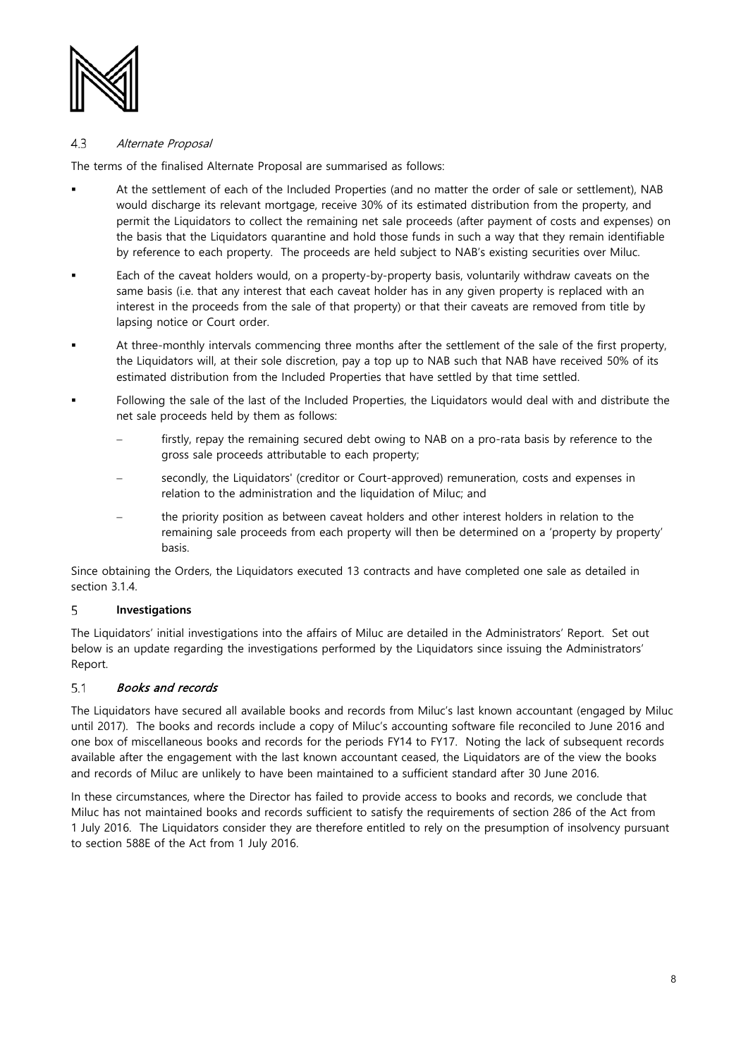### 4.3 *Alternate Proposal*

The terms of the finalised Alternate Proposal are summarised as follows:

- At the settlement of each of the Included Properties (and no matter the order of sale or settlement), NAB would discharge its relevant mortgage, receive 30% of its estimated distribution from the property, and permit the Liquidators to collect the remaining net sale proceeds (after payment of costs and expenses) on the basis that the Liquidators quarantine and hold those funds in such a way that they remain identifiable by reference to each property. The proceeds are held subject to NAB's existing securities over Miluc.
- Each of the caveat holders would, on a property-by-property basis, voluntarily withdraw caveats on the same basis (i.e. that any interest that each caveat holder has in any given property is replaced with an interest in the proceeds from the sale of that property) or that their caveats are removed from title by lapsing notice or Court order.
- At three-monthly intervals commencing three months after the settlement of the sale of the first property, the Liquidators will, at their sole discretion, pay a top up to NAB such that NAB have received 50% of its estimated distribution from the Included Properties that have settled by that time settled.
- Following the sale of the last of the Included Properties, the Liquidators would deal with and distribute the net sale proceeds held by them as follows:
  - firstly, repay the remaining secured debt owing to NAB on a pro-rata basis by reference to the gross sale proceeds attributable to each property;
  - secondly, the Liquidators' (creditor or Court-approved) remuneration, costs and expenses in relation to the administration and the liquidation of Miluc; and
  - the priority position as between caveat holders and other interest holders in relation to the remaining sale proceeds from each property will then be determined on a 'property by property' basis.

Since obtaining the Orders, the Liquidators executed 13 contracts and have completed one sale as detailed in section 3.1.4.

## 5 **Investigations**

The Liquidators' initial investigations into the affairs of Miluc are detailed in the Administrators' Report. Set out below is an update regarding the investigations performed by the Liquidators since issuing the Administrators' Report.

### 5.1 *Books and records*

The Liquidators have secured all available books and records from Miluc's last known accountant (engaged by Miluc until 2017). The books and records include a copy of Miluc's accounting software file reconciled to June 2016 and one box of miscellaneous books and records for the periods FY14 to FY17. Noting the lack of subsequent records available after the engagement with the last known accountant ceased, the Liquidators are of the view the books and records of Miluc are unlikely to have been maintained to a sufficient standard after 30 June 2016.

In these circumstances, where the Director has failed to provide access to books and records, we conclude that Miluc has not maintained books and records sufficient to satisfy the requirements of section 286 of the Act from 1 July 2016. The Liquidators consider they are therefore entitled to rely on the presumption of insolvency pursuant to section 588E of the Act from 1 July 2016.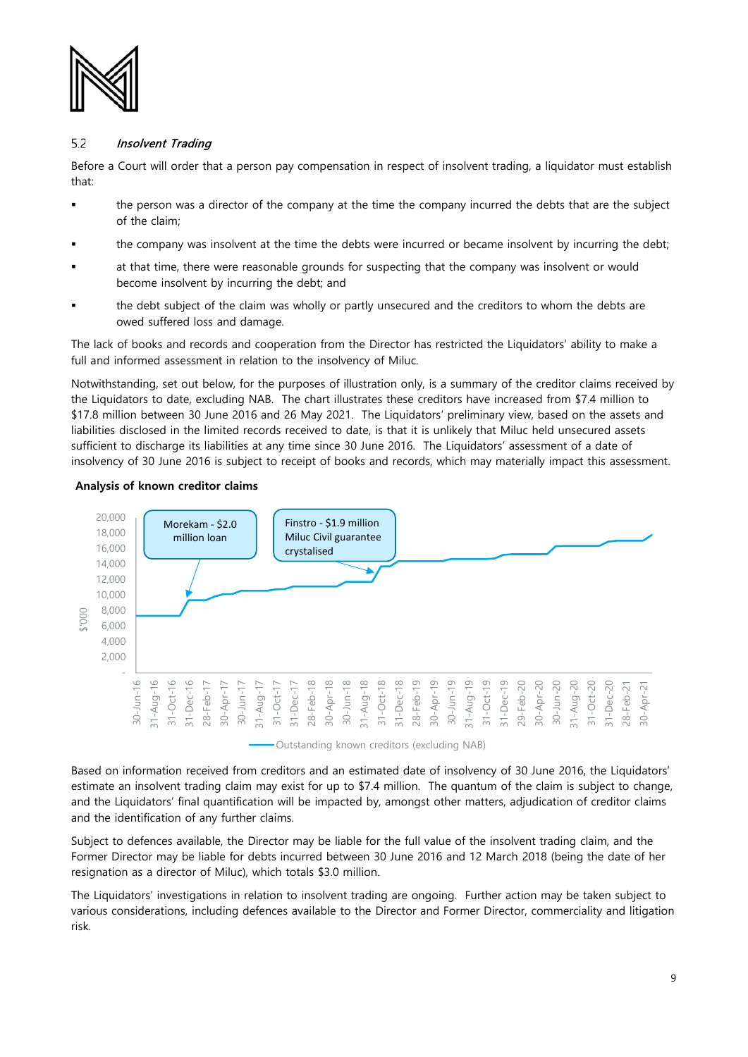## 5.2 *Insolvent Trading*

Before a Court will order that a person pay compensation in respect of insolvent trading, a liquidator must establish that:

- the person was a director of the company at the time the company incurred the debts that are the subject of the claim;
- the company was insolvent at the time the debts were incurred or became insolvent by incurring the debt;
- at that time, there were reasonable grounds for suspecting that the company was insolvent or would become insolvent by incurring the debt; and
- the debt subject of the claim was wholly or partly unsecured and the creditors to whom the debts are owed suffered loss and damage.

The lack of books and records and cooperation from the Director has restricted the Liquidators' ability to make a full and informed assessment in relation to the insolvency of Miluc.

Notwithstanding, set out below, for the purposes of illustration only, is a summary of the creditor claims received by the Liquidators to date, excluding NAB. The chart illustrates these creditors have increased from $7.4 million to $17.8 million between 30 June 2016 and 26 May 2021. The Liquidators' preliminary view, based on the assets and liabilities disclosed in the limited records received to date, is that it is unlikely that Miluc held unsecured assets sufficient to discharge its liabilities at any time since 30 June 2016. The Liquidators' assessment of a date of insolvency of 30 June 2016 is subject to receipt of books and records, which may materially impact this assessment.

**Analysis of known creditor claims**

Morekam - $2.0 million loan

Finstro - $1.9 million Miluc Civil guarantee crystalised

Outstanding known creditors (excluding NAB)

Based on information received from creditors and an estimated date of insolvency of 30 June 2016, the Liquidators' estimate an insolvent trading claim may exist for up to $7.4 million. The quantum of the claim is subject to change, and the Liquidators' final quantification will be impacted by, amongst other matters, adjudication of creditor claims and the identification of any further claims.

Subject to defences available, the Director may be liable for the full value of the insolvent trading claim, and the Former Director may be liable for debts incurred between 30 June 2016 and 12 March 2018 (being the date of her resignation as a director of Miluc), which totals $3.0 million.

The Liquidators' investigations in relation to insolvent trading are ongoing. Further action may be taken subject to various considerations, including defences available to the Director and Former Director, commerciality and litigation risk.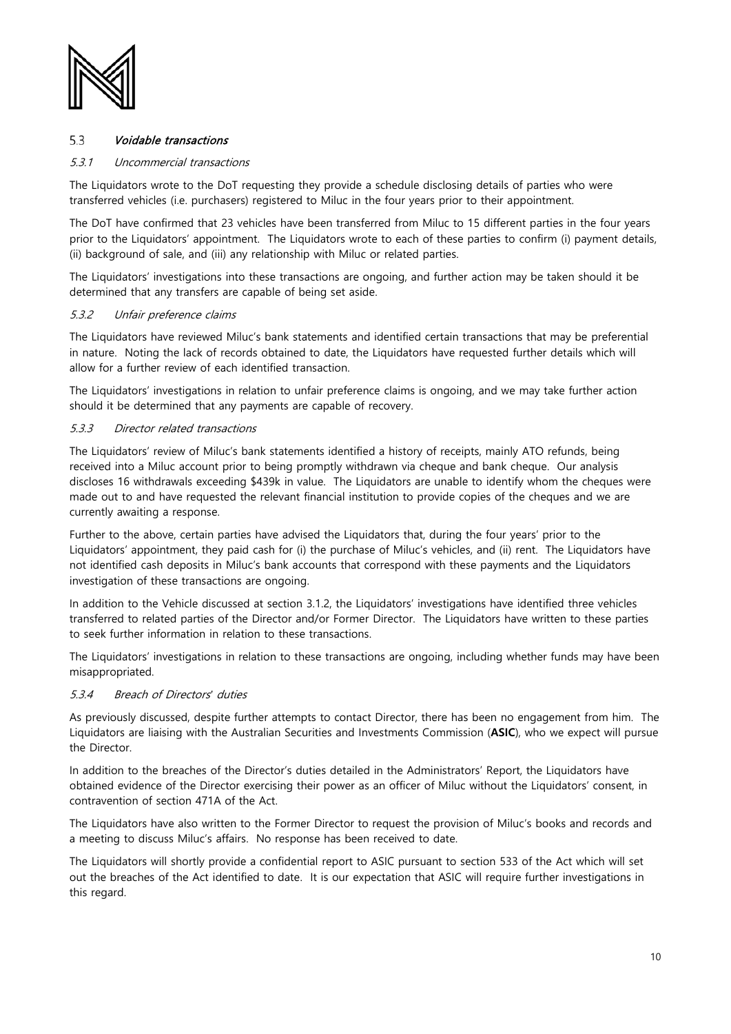### 5.3 *Voidable transactions*

#### *5.3.1 Uncommercial transactions*

The Liquidators wrote to the DoT requesting they provide a schedule disclosing details of parties who were transferred vehicles (i.e. purchasers) registered to Miluc in the four years prior to their appointment.

The DoT have confirmed that 23 vehicles have been transferred from Miluc to 15 different parties in the four years prior to the Liquidators' appointment. The Liquidators wrote to each of these parties to confirm (i) payment details, (ii) background of sale, and (iii) any relationship with Miluc or related parties.

The Liquidators' investigations into these transactions are ongoing, and further action may be taken should it be determined that any transfers are capable of being set aside.

#### *5.3.2 Unfair preference claims*

The Liquidators have reviewed Miluc's bank statements and identified certain transactions that may be preferential in nature. Noting the lack of records obtained to date, the Liquidators have requested further details which will allow for a further review of each identified transaction.

The Liquidators' investigations in relation to unfair preference claims is ongoing, and we may take further action should it be determined that any payments are capable of recovery.

#### *5.3.3 Director related transactions*

The Liquidators' review of Miluc's bank statements identified a history of receipts, mainly ATO refunds, being received into a Miluc account prior to being promptly withdrawn via cheque and bank cheque. Our analysis discloses 16 withdrawals exceeding $439k in value. The Liquidators are unable to identify whom the cheques were made out to and have requested the relevant financial institution to provide copies of the cheques and we are currently awaiting a response.

Further to the above, certain parties have advised the Liquidators that, during the four years' prior to the Liquidators' appointment, they paid cash for (i) the purchase of Miluc's vehicles, and (ii) rent. The Liquidators have not identified cash deposits in Miluc's bank accounts that correspond with these payments and the Liquidators investigation of these transactions are ongoing.

In addition to the Vehicle discussed at section 3.1.2, the Liquidators' investigations have identified three vehicles transferred to related parties of the Director and/or Former Director. The Liquidators have written to these parties to seek further information in relation to these transactions.

The Liquidators' investigations in relation to these transactions are ongoing, including whether funds may have been misappropriated.

#### *5.3.4 Breach of Directors' duties*

As previously discussed, despite further attempts to contact Director, there has been no engagement from him. The Liquidators are liaising with the Australian Securities and Investments Commission (**ASIC**), who we expect will pursue the Director.

In addition to the breaches of the Director's duties detailed in the Administrators' Report, the Liquidators have obtained evidence of the Director exercising their power as an officer of Miluc without the Liquidators' consent, in contravention of section 471A of the Act.

The Liquidators have also written to the Former Director to request the provision of Miluc's books and records and a meeting to discuss Miluc's affairs. No response has been received to date.

The Liquidators will shortly provide a confidential report to ASIC pursuant to section 533 of the Act which will set out the breaches of the Act identified to date. It is our expectation that ASIC will require further investigations in this regard.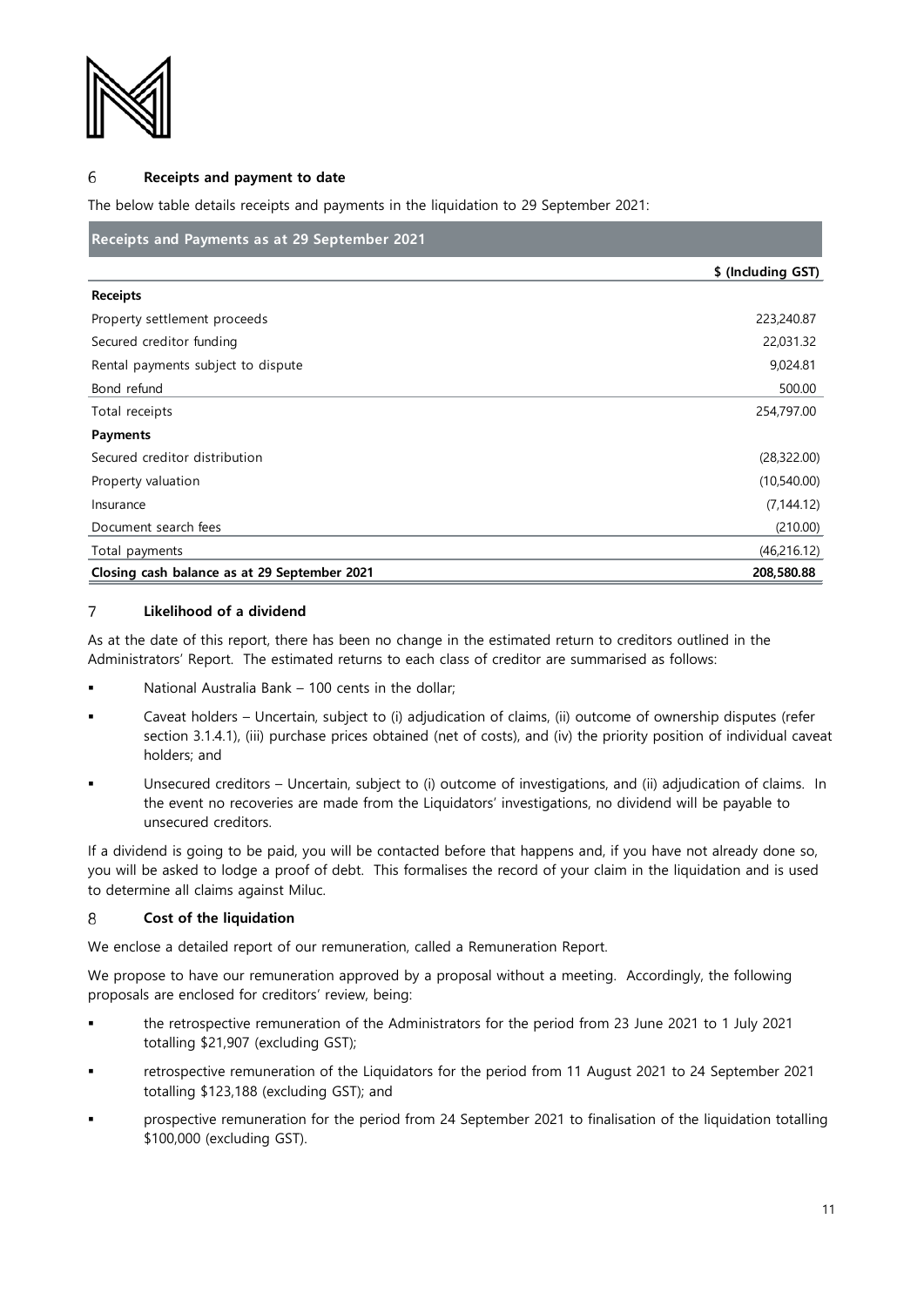## 6 Receipts and payment to date

The below table details receipts and payments in the liquidation to 29 September 2021:

| Receipts and Payments as at 29 September 2021 | |
|---|---|
| | **$ (Including GST)** |
| **Receipts** | |
| Property settlement proceeds | 223,240.87 |
| Secured creditor funding | 22,031.32 |
| Rental payments subject to dispute | 9,024.81 |
| Bond refund | 500.00 |
| Total receipts | 254,797.00 |
| **Payments** | |
| Secured creditor distribution | (28,322.00) |
| Property valuation | (10,540.00) |
| Insurance | (7,144.12) |
| Document search fees | (210.00) |
| Total payments | (46,216.12) |
| **Closing cash balance as at 29 September 2021** | **208,580.88** |

## 7 Likelihood of a dividend

As at the date of this report, there has been no change in the estimated return to creditors outlined in the Administrators' Report. The estimated returns to each class of creditor are summarised as follows:

- National Australia Bank – 100 cents in the dollar;
- Caveat holders – Uncertain, subject to (i) adjudication of claims, (ii) outcome of ownership disputes (refer section 3.1.4.1), (iii) purchase prices obtained (net of costs), and (iv) the priority position of individual caveat holders; and
- Unsecured creditors – Uncertain, subject to (i) outcome of investigations, and (ii) adjudication of claims. In the event no recoveries are made from the Liquidators' investigations, no dividend will be payable to unsecured creditors.

If a dividend is going to be paid, you will be contacted before that happens and, if you have not already done so, you will be asked to lodge a proof of debt. This formalises the record of your claim in the liquidation and is used to determine all claims against Miluc.

## 8 Cost of the liquidation

We enclose a detailed report of our remuneration, called a Remuneration Report.

We propose to have our remuneration approved by a proposal without a meeting. Accordingly, the following proposals are enclosed for creditors' review, being:

- the retrospective remuneration of the Administrators for the period from 23 June 2021 to 1 July 2021 totalling $21,907 (excluding GST);
- retrospective remuneration of the Liquidators for the period from 11 August 2021 to 24 September 2021 totalling $123,188 (excluding GST); and
- prospective remuneration for the period from 24 September 2021 to finalisation of the liquidation totalling $100,000 (excluding GST).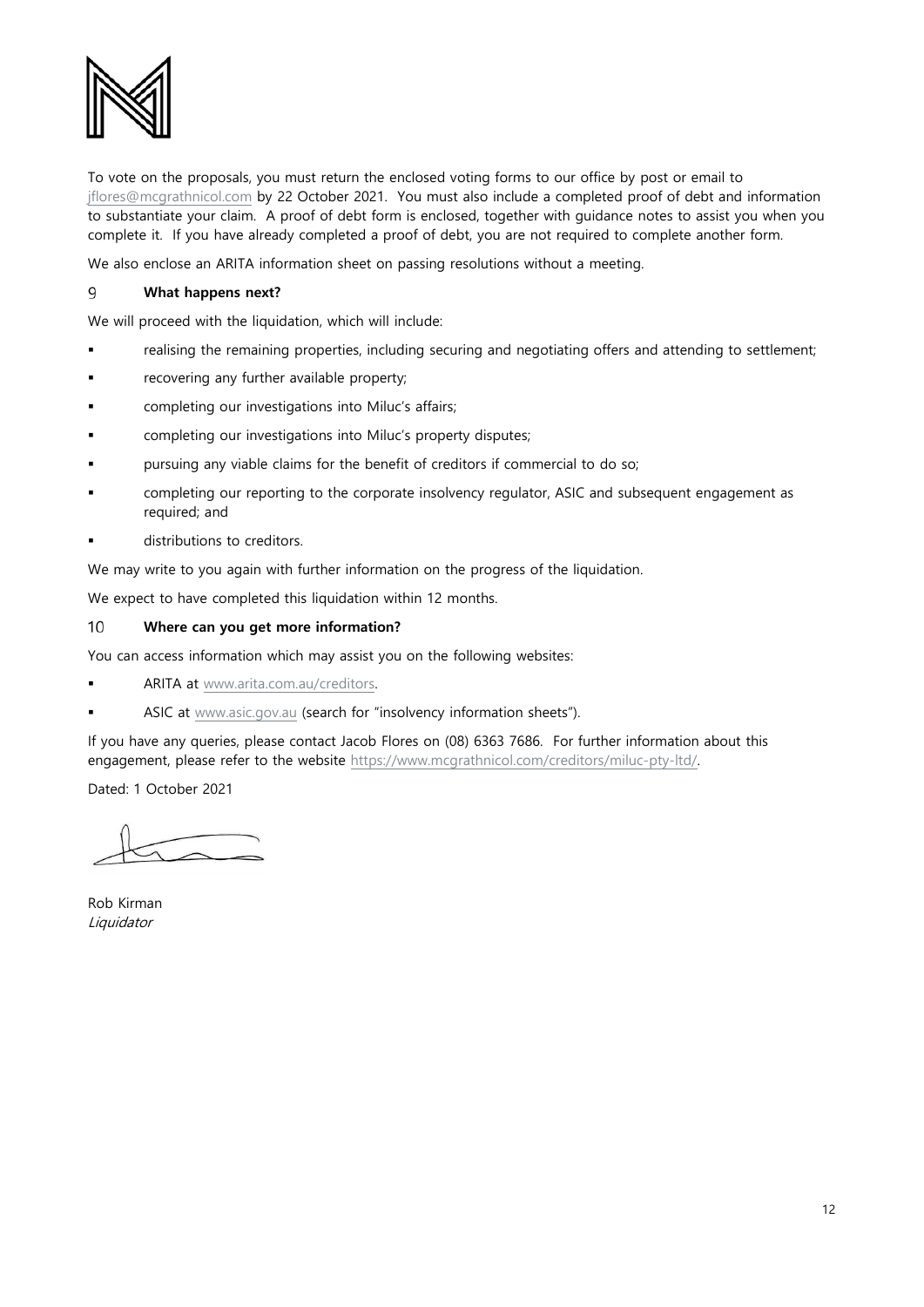To vote on the proposals, you must return the enclosed voting forms to our office by post or email to jflores@mcgrathnicol.com by 22 October 2021. You must also include a completed proof of debt and information to substantiate your claim. A proof of debt form is enclosed, together with guidance notes to assist you when you complete it. If you have already completed a proof of debt, you are not required to complete another form.

We also enclose an ARITA information sheet on passing resolutions without a meeting.

## 9 What happens next?

We will proceed with the liquidation, which will include:

- realising the remaining properties, including securing and negotiating offers and attending to settlement;
- recovering any further available property;
- completing our investigations into Miluc's affairs;
- completing our investigations into Miluc's property disputes;
- pursuing any viable claims for the benefit of creditors if commercial to do so;
- completing our reporting to the corporate insolvency regulator, ASIC and subsequent engagement as required; and
- distributions to creditors.

We may write to you again with further information on the progress of the liquidation.

We expect to have completed this liquidation within 12 months.

## 10 Where can you get more information?

You can access information which may assist you on the following websites:

- ARITA at www.arita.com.au/creditors.
- ASIC at www.asic.gov.au (search for "insolvency information sheets").

If you have any queries, please contact Jacob Flores on (08) 6363 7686. For further information about this engagement, please refer to the website https://www.mcgrathnicol.com/creditors/miluc-pty-ltd/.

Dated: 1 October 2021

Rob Kirman
*Liquidator*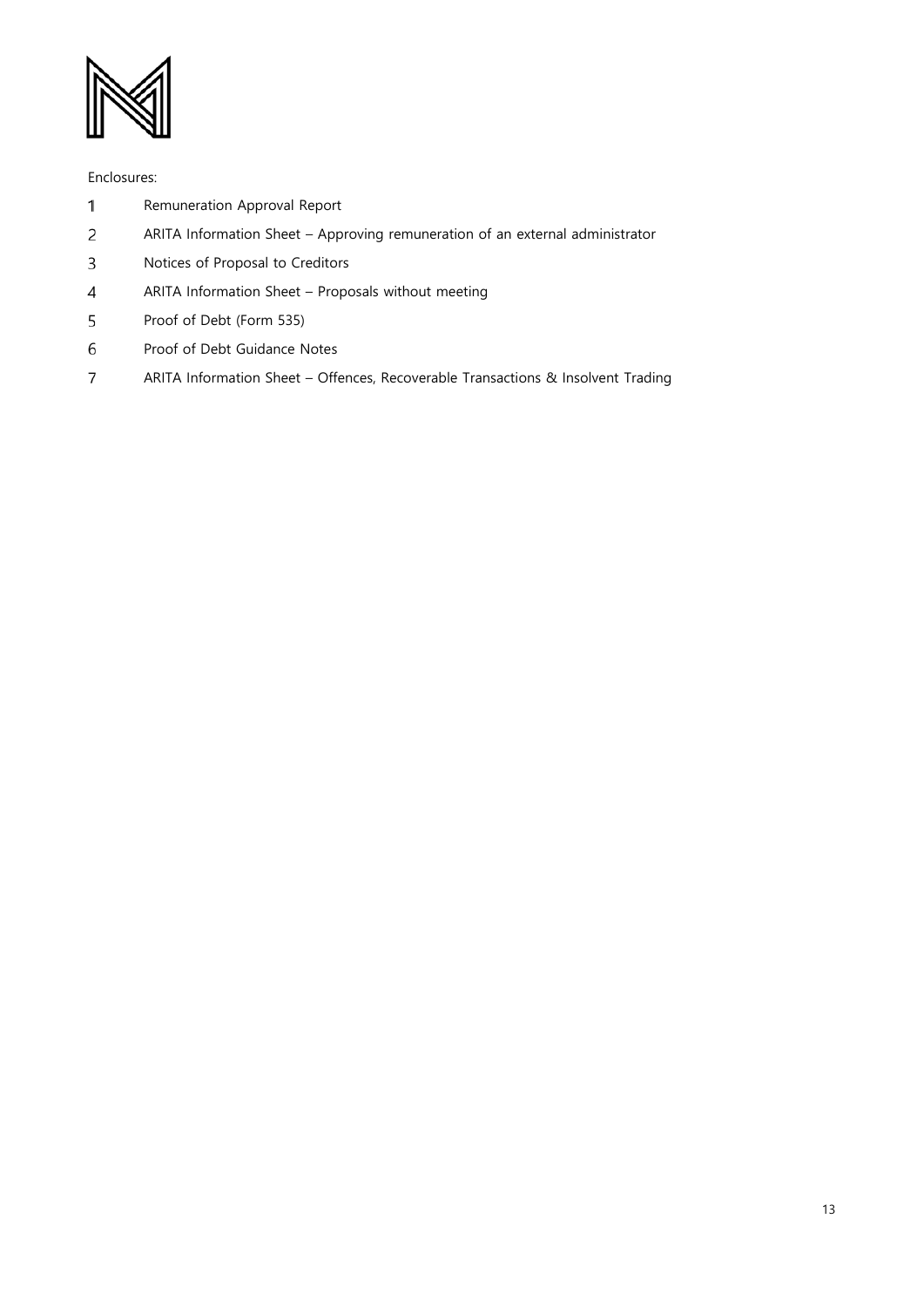Enclosures:

1. Remuneration Approval Report
2. ARITA Information Sheet – Approving remuneration of an external administrator
3. Notices of Proposal to Creditors
4. ARITA Information Sheet – Proposals without meeting
5. Proof of Debt (Form 535)
6. Proof of Debt Guidance Notes
7. ARITA Information Sheet – Offences, Recoverable Transactions & Insolvent Trading